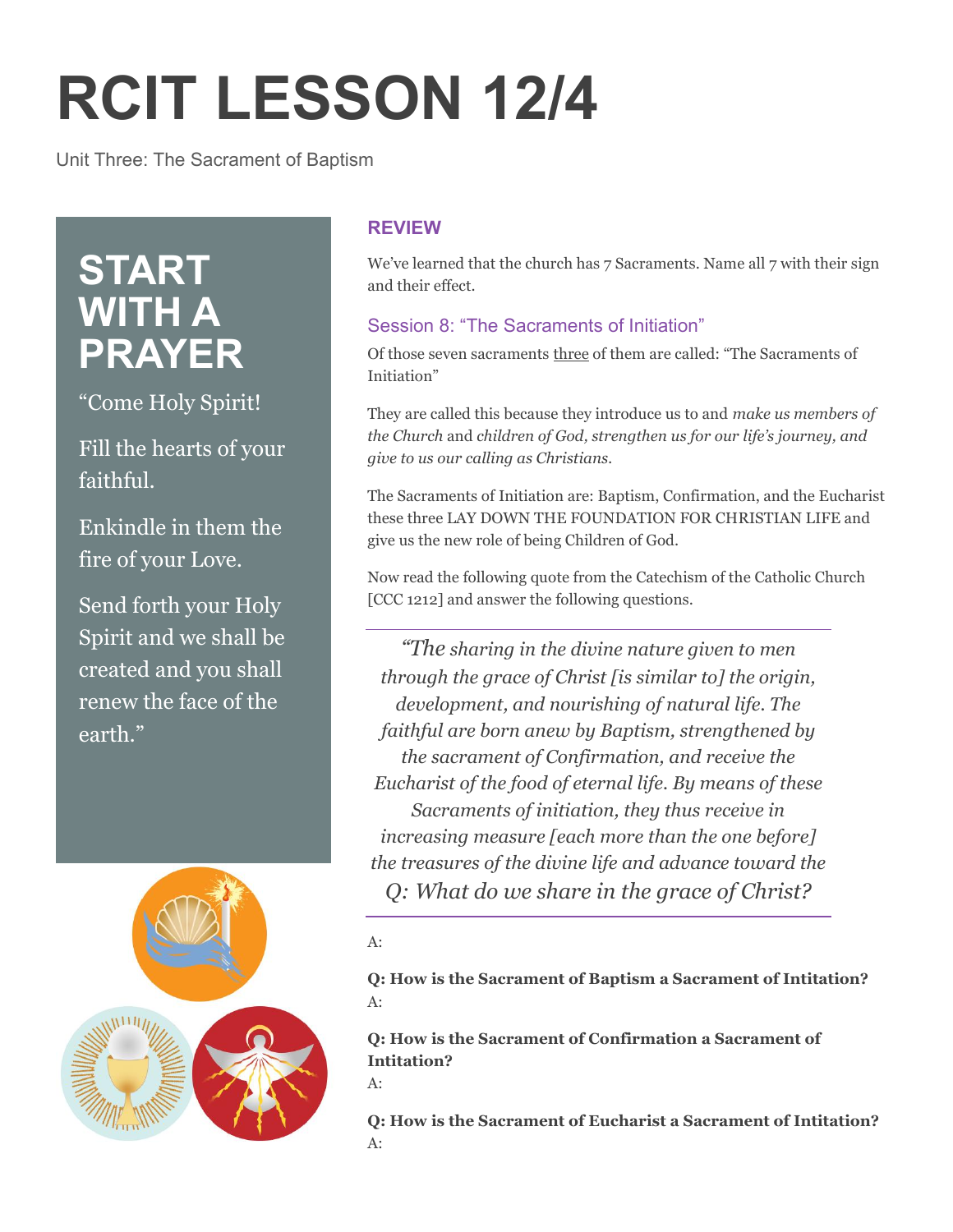# RCIT LESSON 12/4

Unit Three: The Sacrament of Baptism

## START WITH A PRAYER

"Come Holy Spirit!

Fill the hearts of your faithful.

Enkindle in them the fire of your Love.

Send forth your Holy Spirit and we shall be created and you shall renew the face of the earth."

### REVIEW

We've learned that the church has 7 Sacraments. Name all 7 with their sign and their effect.

#### Session 8: "The Sacraments of Initiation"

Of those seven sacraments three of them are called: "The Sacraments of Initiation"

They are called this because they introduce us to and *make us members of the Church* and *children of God, strengthen us for our life's journey, and give to us our calling as Christians*.

The Sacraments of Initiation are: Baptism, Confirmation, and the Eucharist these three LAY DOWN THE FOUNDATION FOR CHRISTIAN LIFE and give us the new role of being Children of God.

Now read the following quote from the Catechism of the Catholic Church [CCC 1212] and answer the following questions.

> *"The sharing in the divine nature given to men through the grace of Christ [is similar to] the origin, development, and nourishing of natural life. The faithful are born anew by Baptism, strengthened by the sacrament of Confirmation, and receive the Eucharist of the food of eternal life. By means of these Sacraments of initiation, they thus receive in increasing measure [each more than the one before] the treasures of the divine life and advance toward the*
>
> *Q: What do we share in the grace of Christ?*

A:

**Q: How is the Sacrament of Baptism a Sacrament of Intitation?**
A:

**Q: How is the Sacrament of Confirmation a Sacrament of Intitation?**
A:

**Q: How is the Sacrament of Eucharist a Sacrament of Intitation?**
A: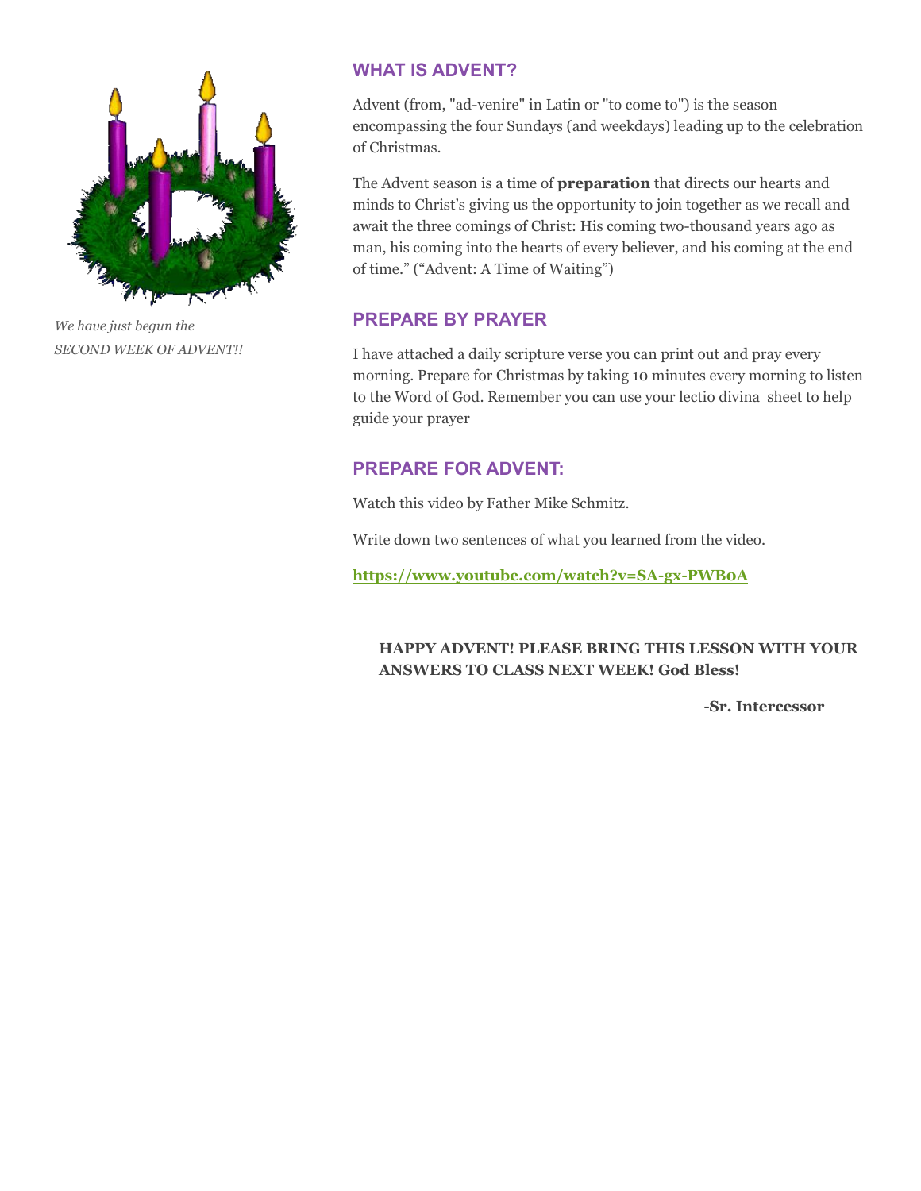*We have just begun the SECOND WEEK OF ADVENT!!*

## WHAT IS ADVENT?

Advent (from, "ad-venire" in Latin or "to come to") is the season encompassing the four Sundays (and weekdays) leading up to the celebration of Christmas.

The Advent season is a time of **preparation** that directs our hearts and minds to Christ's giving us the opportunity to join together as we recall and await the three comings of Christ: His coming two-thousand years ago as man, his coming into the hearts of every believer, and his coming at the end of time." ("Advent: A Time of Waiting")

## PREPARE BY PRAYER

I have attached a daily scripture verse you can print out and pray every morning. Prepare for Christmas by taking 10 minutes every morning to listen to the Word of God. Remember you can use your lectio divina sheet to help guide your prayer

## PREPARE FOR ADVENT:

Watch this video by Father Mike Schmitz.

Write down two sentences of what you learned from the video.

**https://www.youtube.com/watch?v=SA-gx-PWB0A**

**HAPPY ADVENT! PLEASE BRING THIS LESSON WITH YOUR ANSWERS TO CLASS NEXT WEEK! God Bless!**

**-Sr. Intercessor**